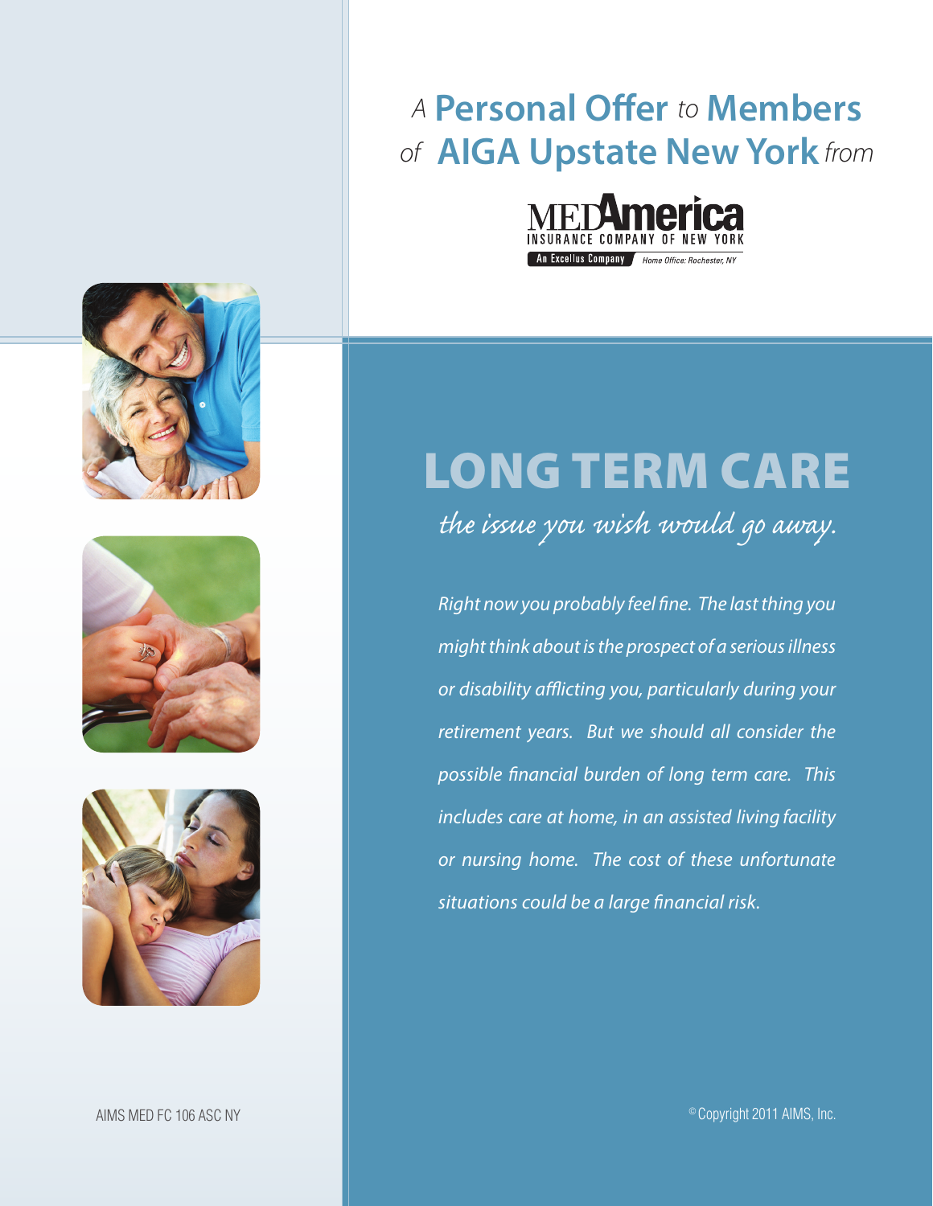*A* **Personal Offer** *to* **Members** *of* **AIGA Upstate New York** *from*

MEDAmerica
INSURANCE COMPANY OF NEW YORK
An Excellus Company — *Home Office: Rochester, NY*

# LONG TERM CARE

*the issue you wish would go away.*

*Right now you probably feel fine. The last thing you might think about is the prospect of a serious illness or disability afflicting you, particularly during your retirement years. But we should all consider the possible financial burden of long term care. This includes care at home, in an assisted living facility or nursing home. The cost of these unfortunate situations could be a large financial risk.*

AIMS MED FC 106 ASC NY

© Copyright 2011 AIMS, Inc.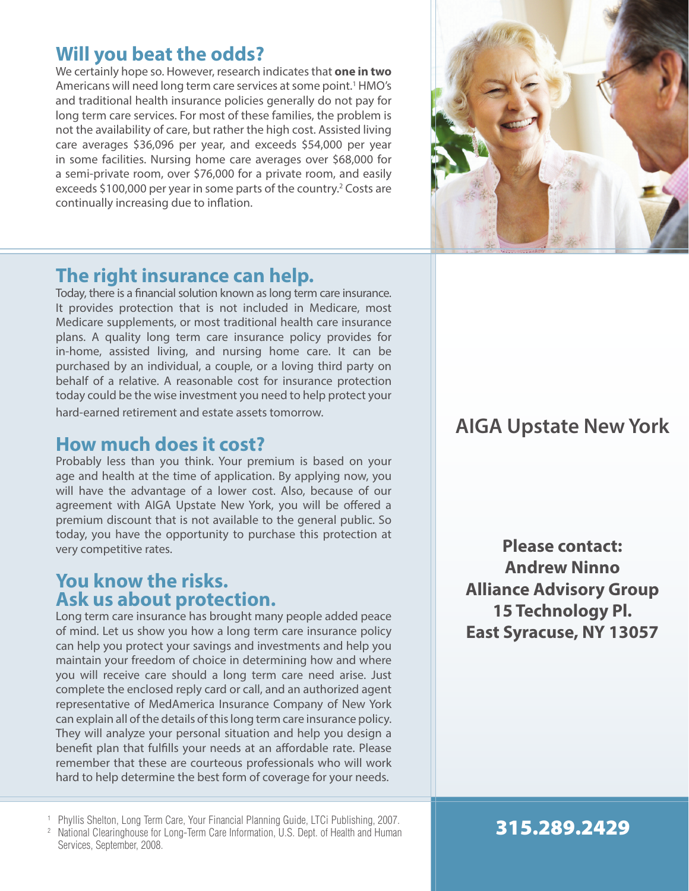## Will you beat the odds?

We certainly hope so. However, research indicates that **one in two** Americans will need long term care services at some point.[1] HMO's and traditional health insurance policies generally do not pay for long term care services. For most of these families, the problem is not the availability of care, but rather the high cost. Assisted living care averages $36,096 per year, and exceeds $54,000 per year in some facilities. Nursing home care averages over $68,000 for a semi-private room, over $76,000 for a private room, and easily exceeds $100,000 per year in some parts of the country.[2] Costs are continually increasing due to inflation.

## The right insurance can help.

Today, there is a financial solution known as long term care insurance. It provides protection that is not included in Medicare, most Medicare supplements, or most traditional health care insurance plans. A quality long term care insurance policy provides for in-home, assisted living, and nursing home care. It can be purchased by an individual, a couple, or a loving third party on behalf of a relative. A reasonable cost for insurance protection today could be the wise investment you need to help protect your hard-earned retirement and estate assets tomorrow.

## How much does it cost?

Probably less than you think. Your premium is based on your age and health at the time of application. By applying now, you will have the advantage of a lower cost. Also, because of our agreement with AIGA Upstate New York, you will be offered a premium discount that is not available to the general public. So today, you have the opportunity to purchase this protection at very competitive rates.

## You know the risks. Ask us about protection.

Long term care insurance has brought many people added peace of mind. Let us show you how a long term care insurance policy can help you protect your savings and investments and help you maintain your freedom of choice in determining how and where you will receive care should a long term care need arise. Just complete the enclosed reply card or call, and an authorized agent representative of MedAmerica Insurance Company of New York can explain all of the details of this long term care insurance policy. They will analyze your personal situation and help you design a benefit plan that fulfills your needs at an affordable rate. Please remember that these are courteous professionals who will work hard to help determine the best form of coverage for your needs.

[1] Phyllis Shelton, Long Term Care, Your Financial Planning Guide, LTCi Publishing, 2007.
[2] National Clearinghouse for Long-Term Care Information, U.S. Dept. of Health and Human Services, September, 2008.

## AIGA Upstate New York

**Please contact:**
**Andrew Ninno**
**Alliance Advisory Group**
**15 Technology Pl.**
**East Syracuse, NY 13057**

**315.289.2429**